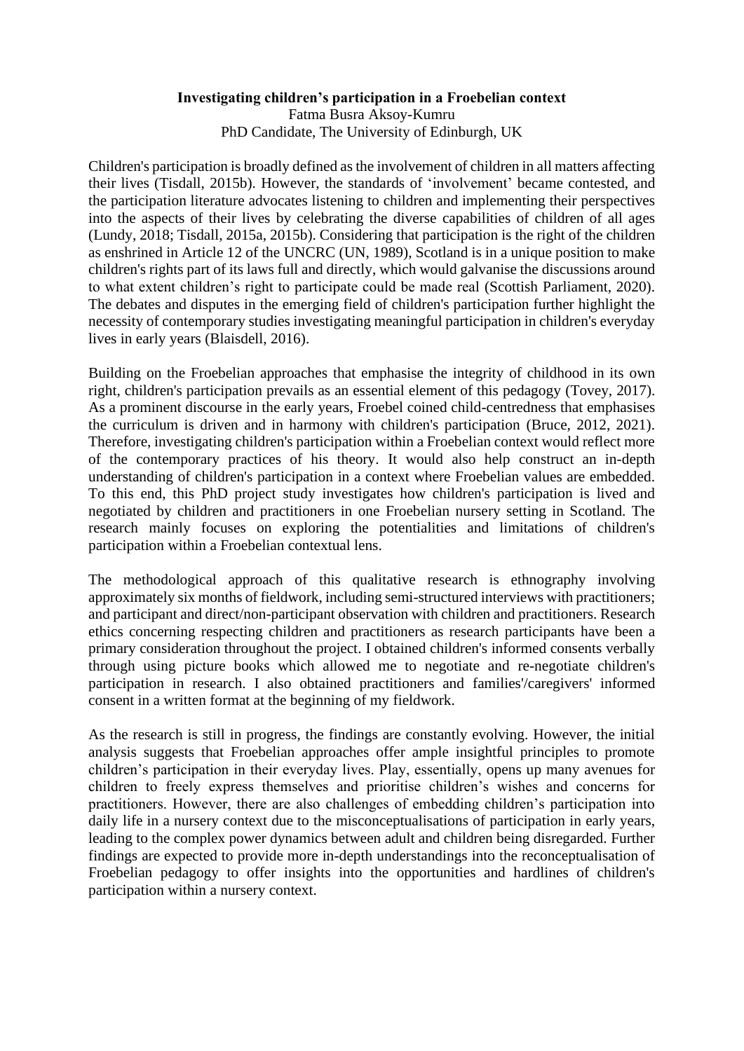**Investigating children's participation in a Froebelian context**

Fatma Busra Aksoy-Kumru

PhD Candidate, The University of Edinburgh, UK

Children's participation is broadly defined as the involvement of children in all matters affecting their lives (Tisdall, 2015b). However, the standards of 'involvement' became contested, and the participation literature advocates listening to children and implementing their perspectives into the aspects of their lives by celebrating the diverse capabilities of children of all ages (Lundy, 2018; Tisdall, 2015a, 2015b). Considering that participation is the right of the children as enshrined in Article 12 of the UNCRC (UN, 1989), Scotland is in a unique position to make children's rights part of its laws full and directly, which would galvanise the discussions around to what extent children's right to participate could be made real (Scottish Parliament, 2020). The debates and disputes in the emerging field of children's participation further highlight the necessity of contemporary studies investigating meaningful participation in children's everyday lives in early years (Blaisdell, 2016).

Building on the Froebelian approaches that emphasise the integrity of childhood in its own right, children's participation prevails as an essential element of this pedagogy (Tovey, 2017). As a prominent discourse in the early years, Froebel coined child-centredness that emphasises the curriculum is driven and in harmony with children's participation (Bruce, 2012, 2021). Therefore, investigating children's participation within a Froebelian context would reflect more of the contemporary practices of his theory. It would also help construct an in-depth understanding of children's participation in a context where Froebelian values are embedded. To this end, this PhD project study investigates how children's participation is lived and negotiated by children and practitioners in one Froebelian nursery setting in Scotland. The research mainly focuses on exploring the potentialities and limitations of children's participation within a Froebelian contextual lens.

The methodological approach of this qualitative research is ethnography involving approximately six months of fieldwork, including semi-structured interviews with practitioners; and participant and direct/non-participant observation with children and practitioners. Research ethics concerning respecting children and practitioners as research participants have been a primary consideration throughout the project. I obtained children's informed consents verbally through using picture books which allowed me to negotiate and re-negotiate children's participation in research. I also obtained practitioners and families'/caregivers' informed consent in a written format at the beginning of my fieldwork.

As the research is still in progress, the findings are constantly evolving. However, the initial analysis suggests that Froebelian approaches offer ample insightful principles to promote children's participation in their everyday lives. Play, essentially, opens up many avenues for children to freely express themselves and prioritise children's wishes and concerns for practitioners. However, there are also challenges of embedding children's participation into daily life in a nursery context due to the misconceptualisations of participation in early years, leading to the complex power dynamics between adult and children being disregarded. Further findings are expected to provide more in-depth understandings into the reconceptualisation of Froebelian pedagogy to offer insights into the opportunities and hardlines of children's participation within a nursery context.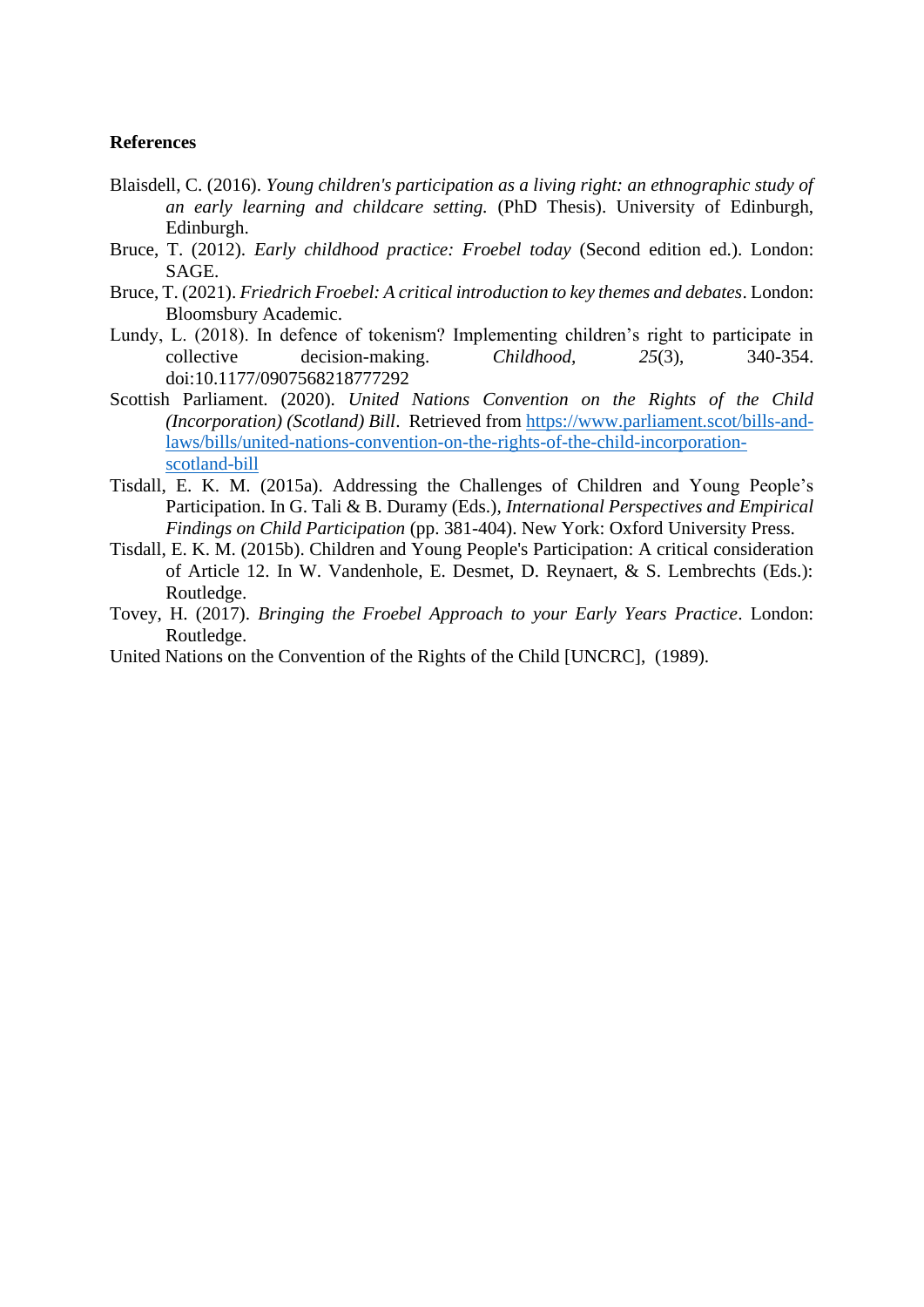**References**

Blaisdell, C. (2016). *Young children's participation as a living right: an ethnographic study of an early learning and childcare setting.* (PhD Thesis). University of Edinburgh, Edinburgh.

Bruce, T. (2012). *Early childhood practice: Froebel today* (Second edition ed.). London: SAGE.

Bruce, T. (2021). *Friedrich Froebel: A critical introduction to key themes and debates*. London: Bloomsbury Academic.

Lundy, L. (2018). In defence of tokenism? Implementing children's right to participate in collective decision-making. *Childhood, 25*(3), 340-354. doi:10.1177/0907568218777292

Scottish Parliament. (2020). *United Nations Convention on the Rights of the Child (Incorporation) (Scotland) Bill*. Retrieved from [https://www.parliament.scot/bills-and-laws/bills/united-nations-convention-on-the-rights-of-the-child-incorporation-scotland-bill](https://www.parliament.scot/bills-and-laws/bills/united-nations-convention-on-the-rights-of-the-child-incorporation-scotland-bill)

Tisdall, E. K. M. (2015a). Addressing the Challenges of Children and Young People's Participation. In G. Tali & B. Duramy (Eds.), *International Perspectives and Empirical Findings on Child Participation* (pp. 381-404). New York: Oxford University Press.

Tisdall, E. K. M. (2015b). Children and Young People's Participation: A critical consideration of Article 12. In W. Vandenhole, E. Desmet, D. Reynaert, & S. Lembrechts (Eds.): Routledge.

Tovey, H. (2017). *Bringing the Froebel Approach to your Early Years Practice*. London: Routledge.

United Nations on the Convention of the Rights of the Child [UNCRC], (1989).